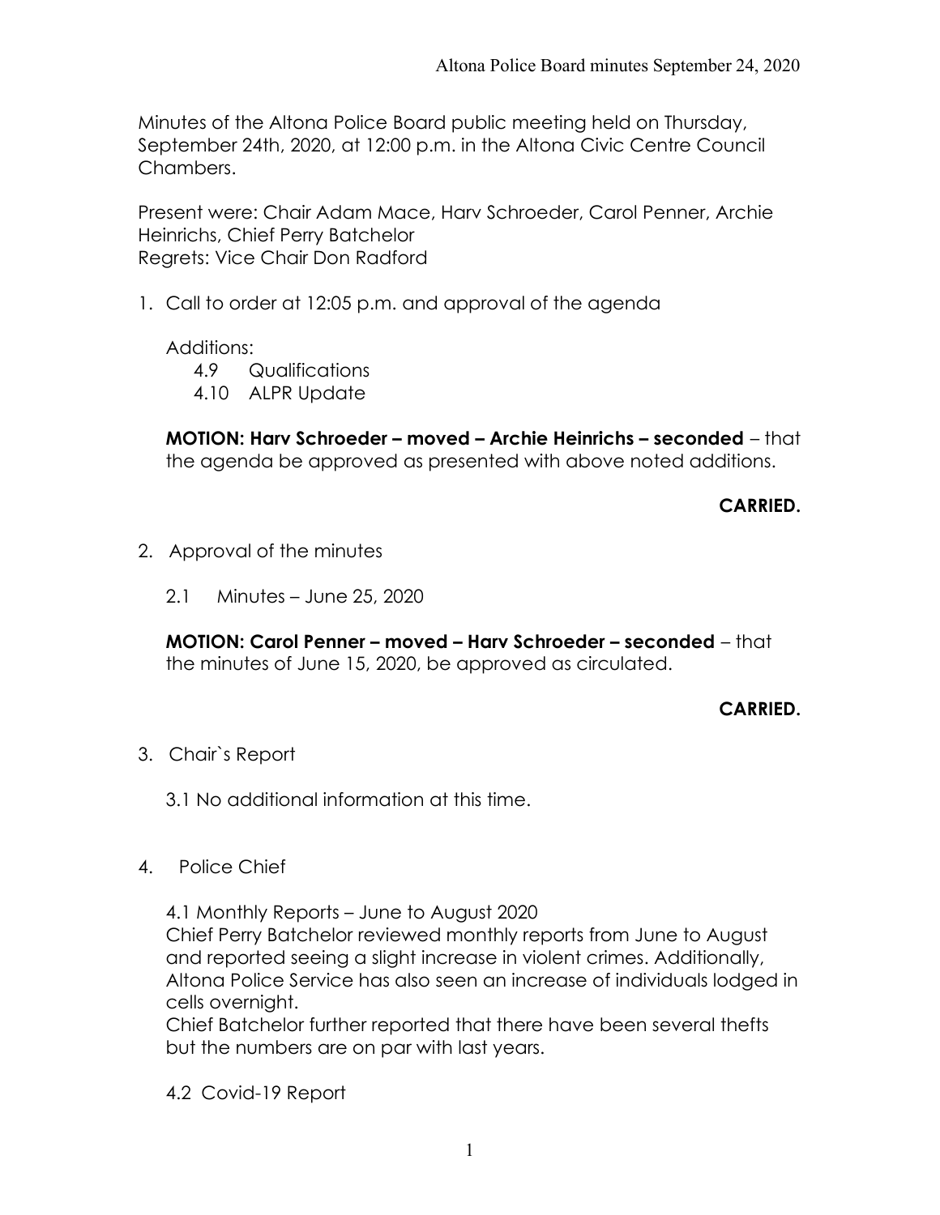Minutes of the Altona Police Board public meeting held on Thursday, September 24th, 2020, at 12:00 p.m. in the Altona Civic Centre Council Chambers.

Present were: Chair Adam Mace, Harv Schroeder, Carol Penner, Archie Heinrichs, Chief Perry Batchelor
Regrets: Vice Chair Don Radford

1. Call to order at 12:05 p.m. and approval of the agenda

   Additions:
   - 4.9 Qualifications
   - 4.10 ALPR Update

   **MOTION: Harv Schroeder – moved – Archie Heinrichs – seconded** – that the agenda be approved as presented with above noted additions.

   **CARRIED.**

2. Approval of the minutes

   2.1 Minutes – June 25, 2020

   **MOTION: Carol Penner – moved – Harv Schroeder – seconded** – that the minutes of June 15, 2020, be approved as circulated.

   **CARRIED.**

3. Chair`s Report

   3.1 No additional information at this time.

4. Police Chief

   4.1 Monthly Reports – June to August 2020
   Chief Perry Batchelor reviewed monthly reports from June to August and reported seeing a slight increase in violent crimes. Additionally, Altona Police Service has also seen an increase of individuals lodged in cells overnight.
   Chief Batchelor further reported that there have been several thefts but the numbers are on par with last years.

   4.2 Covid-19 Report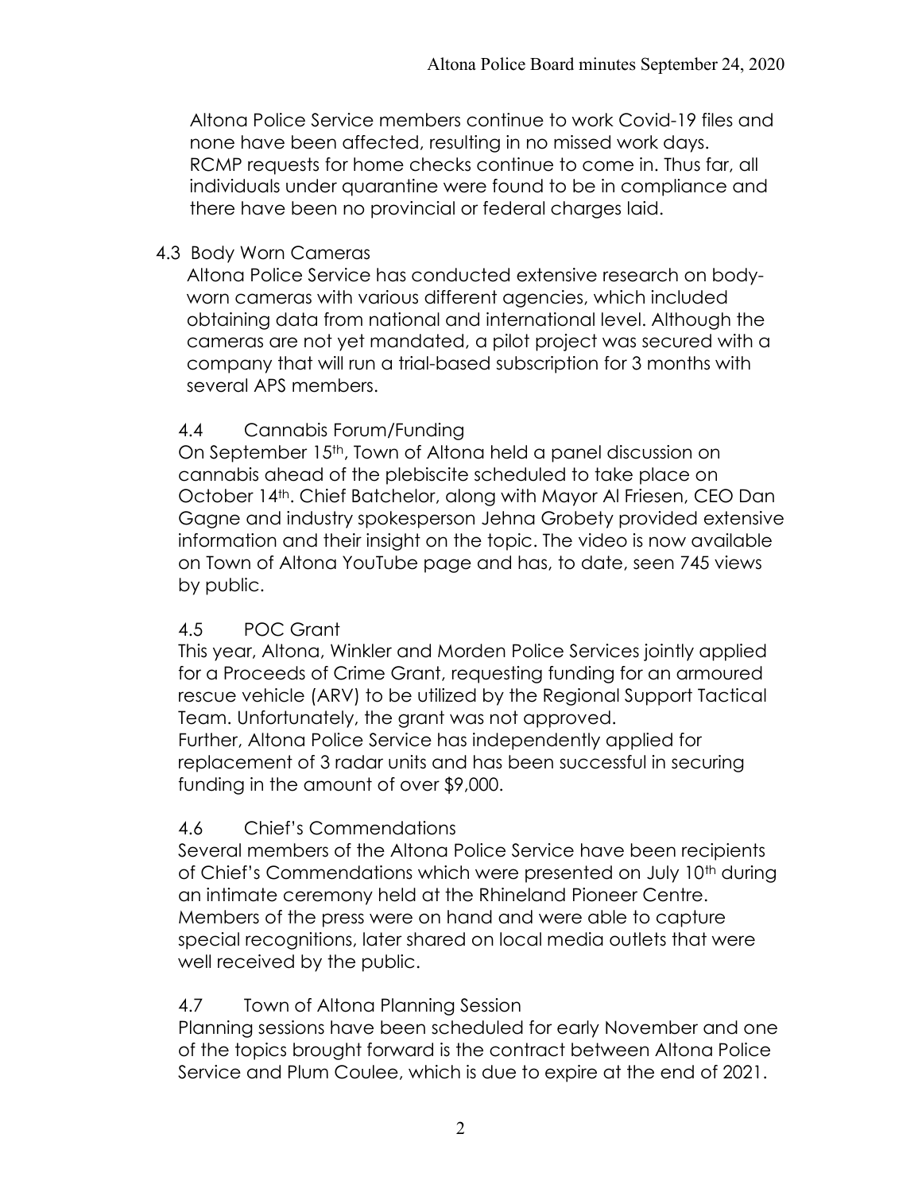Altona Police Service members continue to work Covid-19 files and none have been affected, resulting in no missed work days. RCMP requests for home checks continue to come in. Thus far, all individuals under quarantine were found to be in compliance and there have been no provincial or federal charges laid.

4.3 Body Worn Cameras

Altona Police Service has conducted extensive research on body-worn cameras with various different agencies, which included obtaining data from national and international level. Although the cameras are not yet mandated, a pilot project was secured with a company that will run a trial-based subscription for 3 months with several APS members.

4.4 Cannabis Forum/Funding

On September 15th, Town of Altona held a panel discussion on cannabis ahead of the plebiscite scheduled to take place on October 14th. Chief Batchelor, along with Mayor Al Friesen, CEO Dan Gagne and industry spokesperson Jehna Grobety provided extensive information and their insight on the topic. The video is now available on Town of Altona YouTube page and has, to date, seen 745 views by public.

4.5 POC Grant

This year, Altona, Winkler and Morden Police Services jointly applied for a Proceeds of Crime Grant, requesting funding for an armoured rescue vehicle (ARV) to be utilized by the Regional Support Tactical Team. Unfortunately, the grant was not approved.
Further, Altona Police Service has independently applied for replacement of 3 radar units and has been successful in securing funding in the amount of over $9,000.

4.6 Chief's Commendations

Several members of the Altona Police Service have been recipients of Chief's Commendations which were presented on July 10th during an intimate ceremony held at the Rhineland Pioneer Centre. Members of the press were on hand and were able to capture special recognitions, later shared on local media outlets that were well received by the public.

4.7 Town of Altona Planning Session

Planning sessions have been scheduled for early November and one of the topics brought forward is the contract between Altona Police Service and Plum Coulee, which is due to expire at the end of 2021.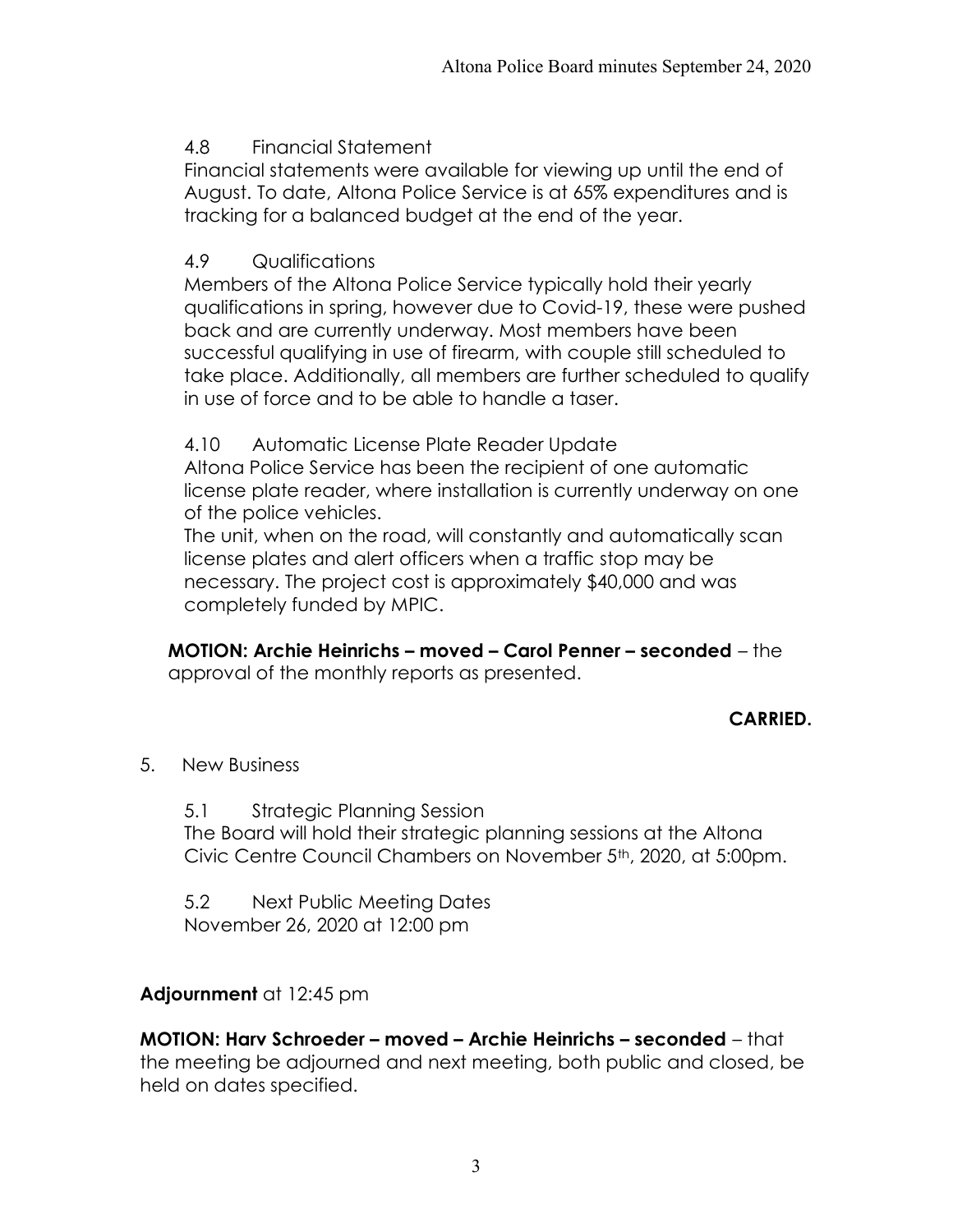4.8 Financial Statement

Financial statements were available for viewing up until the end of August. To date, Altona Police Service is at 65% expenditures and is tracking for a balanced budget at the end of the year.

4.9 Qualifications

Members of the Altona Police Service typically hold their yearly qualifications in spring, however due to Covid-19, these were pushed back and are currently underway. Most members have been successful qualifying in use of firearm, with couple still scheduled to take place. Additionally, all members are further scheduled to qualify in use of force and to be able to handle a taser.

4.10 Automatic License Plate Reader Update

Altona Police Service has been the recipient of one automatic license plate reader, where installation is currently underway on one of the police vehicles.

The unit, when on the road, will constantly and automatically scan license plates and alert officers when a traffic stop may be necessary. The project cost is approximately $40,000 and was completely funded by MPIC.

**MOTION: Archie Heinrichs – moved – Carol Penner – seconded** – the approval of the monthly reports as presented.

**CARRIED.**

5. New Business

5.1 Strategic Planning Session

The Board will hold their strategic planning sessions at the Altona Civic Centre Council Chambers on November 5th, 2020, at 5:00pm.

5.2 Next Public Meeting Dates

November 26, 2020 at 12:00 pm

**Adjournment** at 12:45 pm

**MOTION: Harv Schroeder – moved – Archie Heinrichs – seconded** – that the meeting be adjourned and next meeting, both public and closed, be held on dates specified.